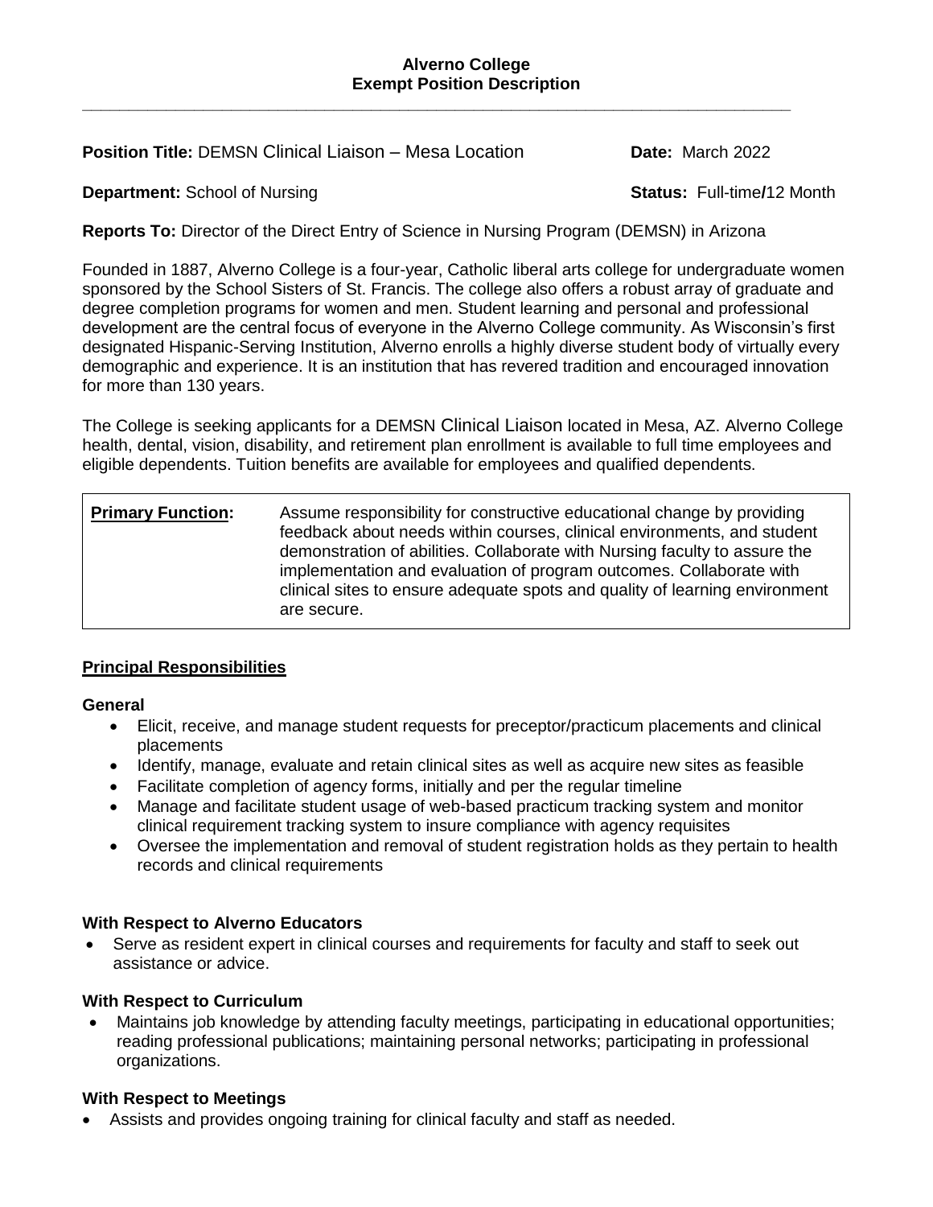# Alverno College
## Exempt Position Description

**Position Title:** DEMSN Clinical Liaison – Mesa Location **Date:** March 2022

**Department:** School of Nursing **Status:** Full-time**/**12 Month

**Reports To:** Director of the Direct Entry of Science in Nursing Program (DEMSN) in Arizona

Founded in 1887, Alverno College is a four-year, Catholic liberal arts college for undergraduate women sponsored by the School Sisters of St. Francis. The college also offers a robust array of graduate and degree completion programs for women and men. Student learning and personal and professional development are the central focus of everyone in the Alverno College community. As Wisconsin's first designated Hispanic-Serving Institution, Alverno enrolls a highly diverse student body of virtually every demographic and experience. It is an institution that has revered tradition and encouraged innovation for more than 130 years.

The College is seeking applicants for a DEMSN Clinical Liaison located in Mesa, AZ. Alverno College health, dental, vision, disability, and retirement plan enrollment is available to full time employees and eligible dependents. Tuition benefits are available for employees and qualified dependents.

| **Primary Function:** | Assume responsibility for constructive educational change by providing feedback about needs within courses, clinical environments, and student demonstration of abilities. Collaborate with Nursing faculty to assure the implementation and evaluation of program outcomes. Collaborate with clinical sites to ensure adequate spots and quality of learning environment are secure. |
|---|---|

## Principal Responsibilities

### General

- Elicit, receive, and manage student requests for preceptor/practicum placements and clinical placements
- Identify, manage, evaluate and retain clinical sites as well as acquire new sites as feasible
- Facilitate completion of agency forms, initially and per the regular timeline
- Manage and facilitate student usage of web-based practicum tracking system and monitor clinical requirement tracking system to insure compliance with agency requisites
- Oversee the implementation and removal of student registration holds as they pertain to health records and clinical requirements

### With Respect to Alverno Educators

- Serve as resident expert in clinical courses and requirements for faculty and staff to seek out assistance or advice.

### With Respect to Curriculum

- Maintains job knowledge by attending faculty meetings, participating in educational opportunities; reading professional publications; maintaining personal networks; participating in professional organizations.

### With Respect to Meetings

- Assists and provides ongoing training for clinical faculty and staff as needed.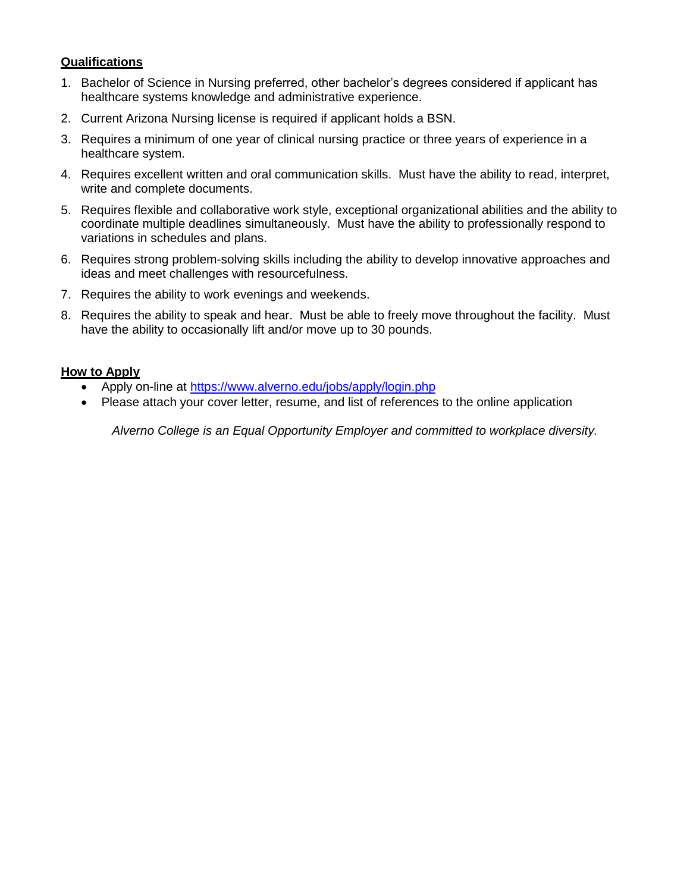**Qualifications**

1. Bachelor of Science in Nursing preferred, other bachelor's degrees considered if applicant has healthcare systems knowledge and administrative experience.
2. Current Arizona Nursing license is required if applicant holds a BSN.
3. Requires a minimum of one year of clinical nursing practice or three years of experience in a healthcare system.
4. Requires excellent written and oral communication skills. Must have the ability to read, interpret, write and complete documents.
5. Requires flexible and collaborative work style, exceptional organizational abilities and the ability to coordinate multiple deadlines simultaneously. Must have the ability to professionally respond to variations in schedules and plans.
6. Requires strong problem-solving skills including the ability to develop innovative approaches and ideas and meet challenges with resourcefulness.
7. Requires the ability to work evenings and weekends.
8. Requires the ability to speak and hear. Must be able to freely move throughout the facility. Must have the ability to occasionally lift and/or move up to 30 pounds.

**How to Apply**

- Apply on-line at [https://www.alverno.edu/jobs/apply/login.php](https://www.alverno.edu/jobs/apply/login.php)
- Please attach your cover letter, resume, and list of references to the online application

*Alverno College is an Equal Opportunity Employer and committed to workplace diversity.*